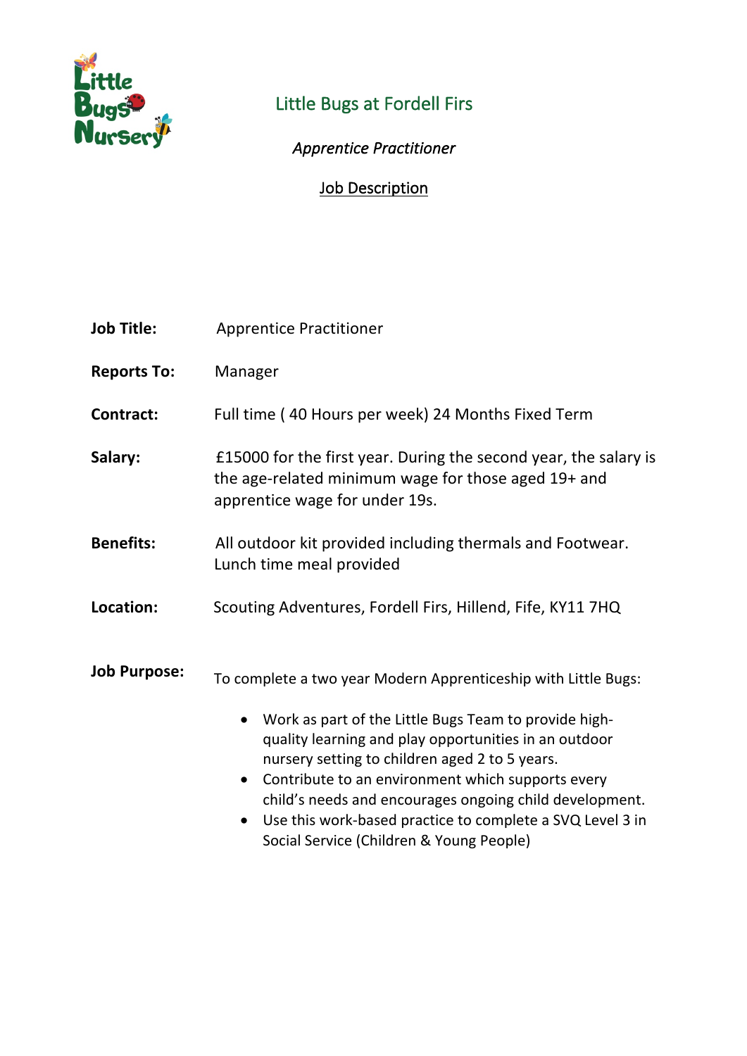# Little Bugs at Fordell Firs

*Apprentice Practitioner*

Job Description

**Job Title:** Apprentice Practitioner

**Reports To:** Manager

**Contract:** Full time ( 40 Hours per week) 24 Months Fixed Term

**Salary:** £15000 for the first year. During the second year, the salary is the age-related minimum wage for those aged 19+ and apprentice wage for under 19s.

**Benefits:** All outdoor kit provided including thermals and Footwear. Lunch time meal provided

**Location:** Scouting Adventures, Fordell Firs, Hillend, Fife, KY11 7HQ

**Job Purpose:** To complete a two year Modern Apprenticeship with Little Bugs:

- Work as part of the Little Bugs Team to provide high-quality learning and play opportunities in an outdoor nursery setting to children aged 2 to 5 years.
- Contribute to an environment which supports every child's needs and encourages ongoing child development.
- Use this work-based practice to complete a SVQ Level 3 in Social Service (Children & Young People)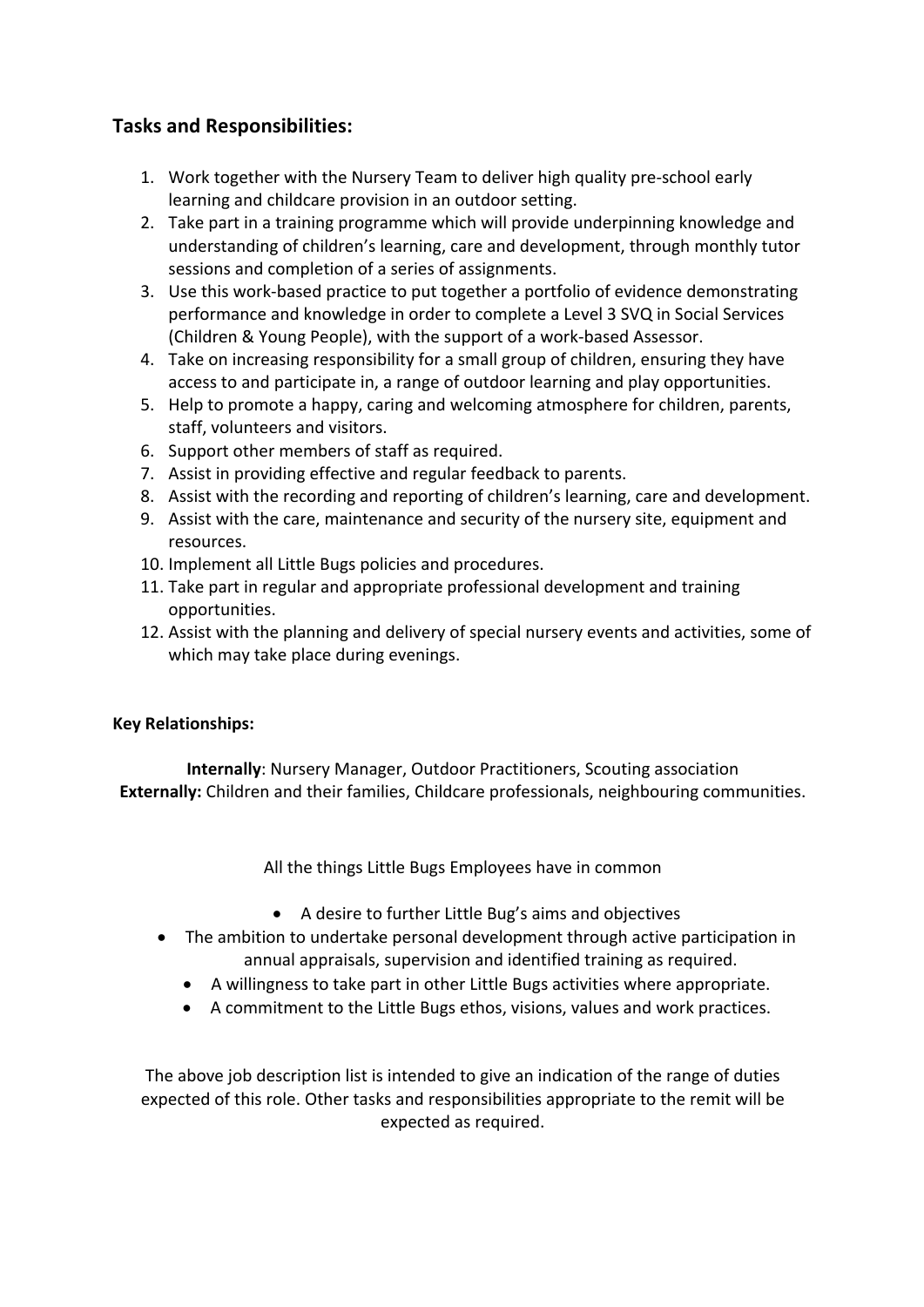## Tasks and Responsibilities:

1. Work together with the Nursery Team to deliver high quality pre-school early learning and childcare provision in an outdoor setting.
2. Take part in a training programme which will provide underpinning knowledge and understanding of children's learning, care and development, through monthly tutor sessions and completion of a series of assignments.
3. Use this work-based practice to put together a portfolio of evidence demonstrating performance and knowledge in order to complete a Level 3 SVQ in Social Services (Children & Young People), with the support of a work-based Assessor.
4. Take on increasing responsibility for a small group of children, ensuring they have access to and participate in, a range of outdoor learning and play opportunities.
5. Help to promote a happy, caring and welcoming atmosphere for children, parents, staff, volunteers and visitors.
6. Support other members of staff as required.
7. Assist in providing effective and regular feedback to parents.
8. Assist with the recording and reporting of children's learning, care and development.
9. Assist with the care, maintenance and security of the nursery site, equipment and resources.
10. Implement all Little Bugs policies and procedures.
11. Take part in regular and appropriate professional development and training opportunities.
12. Assist with the planning and delivery of special nursery events and activities, some of which may take place during evenings.

**Key Relationships:**

**Internally**: Nursery Manager, Outdoor Practitioners, Scouting association
**Externally:** Children and their families, Childcare professionals, neighbouring communities.

All the things Little Bugs Employees have in common

- A desire to further Little Bug's aims and objectives
- The ambition to undertake personal development through active participation in annual appraisals, supervision and identified training as required.
- A willingness to take part in other Little Bugs activities where appropriate.
- A commitment to the Little Bugs ethos, visions, values and work practices.

The above job description list is intended to give an indication of the range of duties expected of this role. Other tasks and responsibilities appropriate to the remit will be expected as required.